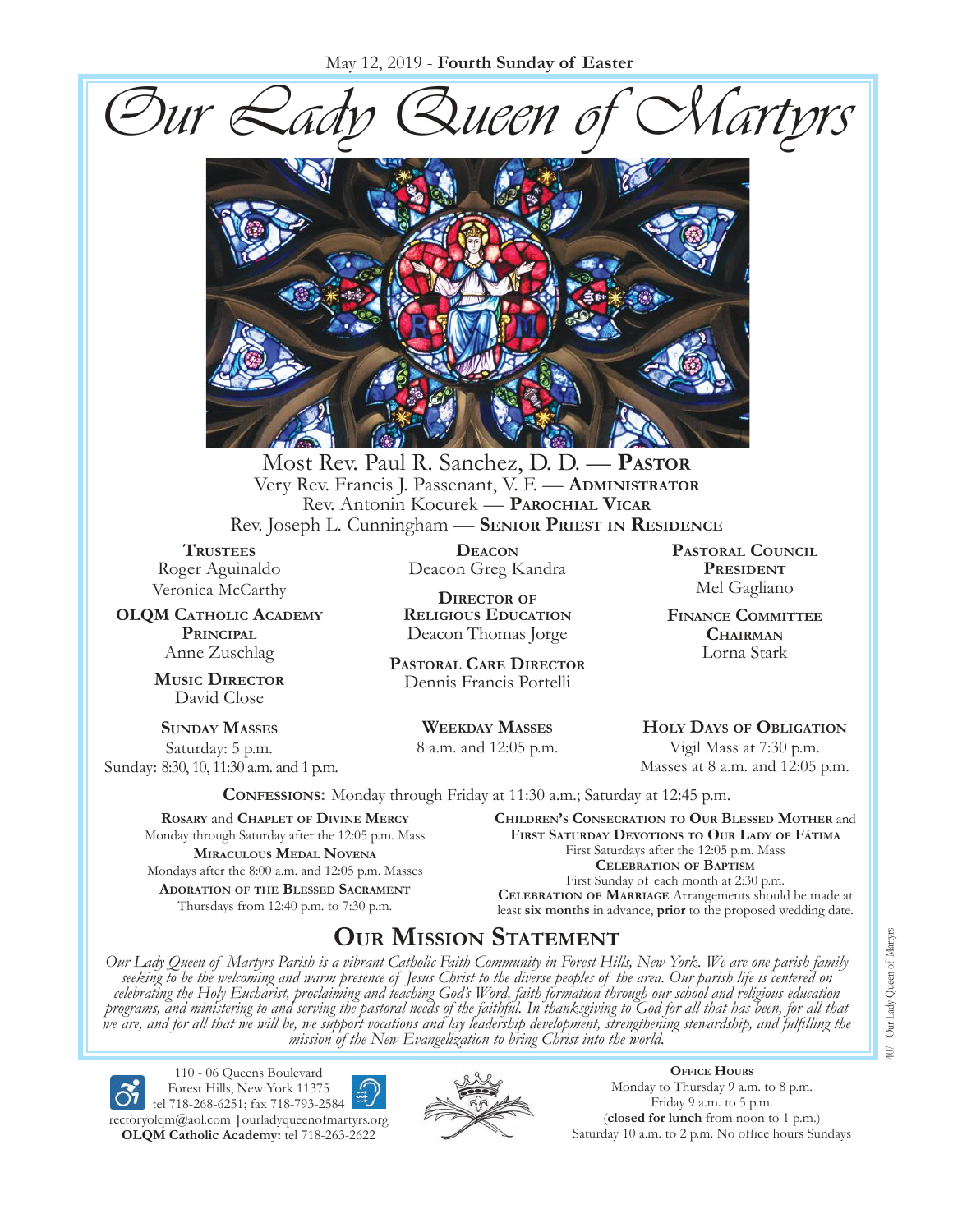May 12, 2019 - **Fourth Sunday of Easter**

# Our Lady Queen of Martyrs

Most Rev. Paul R. Sanchez, D. D. — **Pastor**
Very Rev. Francis J. Passenant, V. F. — **Administrator**
Rev. Antonin Kocurek — **Parochial Vicar**
Rev. Joseph L. Cunningham — **Senior Priest in Residence**

**Trustees**
Roger Aguinaldo
Veronica McCarthy

**OLQM Catholic Academy Principal**
Anne Zuschlag

**Music Director**
David Close

**Deacon**
Deacon Greg Kandra

**Director of Religious Education**
Deacon Thomas Jorge

**Pastoral Care Director**
Dennis Francis Portelli

**Pastoral Council President**
Mel Gagliano

**Finance Committee Chairman**
Lorna Stark

**Sunday Masses**
Saturday: 5 p.m.
Sunday: 8:30, 10, 11:30 a.m. and 1 p.m.

**Weekday Masses**
8 a.m. and 12:05 p.m.

**Holy Days of Obligation**
Vigil Mass at 7:30 p.m.
Masses at 8 a.m. and 12:05 p.m.

**Confessions:** Monday through Friday at 11:30 a.m.; Saturday at 12:45 p.m.

**Rosary** and **Chaplet of Divine Mercy**
Monday through Saturday after the 12:05 p.m. Mass

**Miraculous Medal Novena**
Mondays after the 8:00 a.m. and 12:05 p.m. Masses

**Adoration of the Blessed Sacrament**
Thursdays from 12:40 p.m. to 7:30 p.m.

**Children's Consecration to Our Blessed Mother** and **First Saturday Devotions to Our Lady of Fátima**
First Saturdays after the 12:05 p.m. Mass

**Celebration of Baptism**
First Sunday of each month at 2:30 p.m.

**Celebration of Marriage** Arrangements should be made at least **six months** in advance, **prior** to the proposed wedding date.

## Our Mission Statement

*Our Lady Queen of Martyrs Parish is a vibrant Catholic Faith Community in Forest Hills, New York. We are one parish family seeking to be the welcoming and warm presence of Jesus Christ to the diverse peoples of the area. Our parish life is centered on celebrating the Holy Eucharist, proclaiming and teaching God's Word, faith formation through our school and religious education programs, and ministering to and serving the pastoral needs of the faithful. In thanksgiving to God for all that has been, for all that we are, and for all that we will be, we support vocations and lay leadership development, strengthening stewardship, and fulfilling the mission of the New Evangelization to bring Christ into the world.*

110 - 06 Queens Boulevard
Forest Hills, New York 11375
tel 718-268-6251; fax 718-793-2584
rectoryolqm@aol.com | ourladyqueenofmartyrs.org
**OLQM Catholic Academy:** tel 718-263-2622

**Office Hours**
Monday to Thursday 9 a.m. to 8 p.m.
Friday 9 a.m. to 5 p.m.
(**closed for lunch** from noon to 1 p.m.)
Saturday 10 a.m. to 2 p.m. No office hours Sundays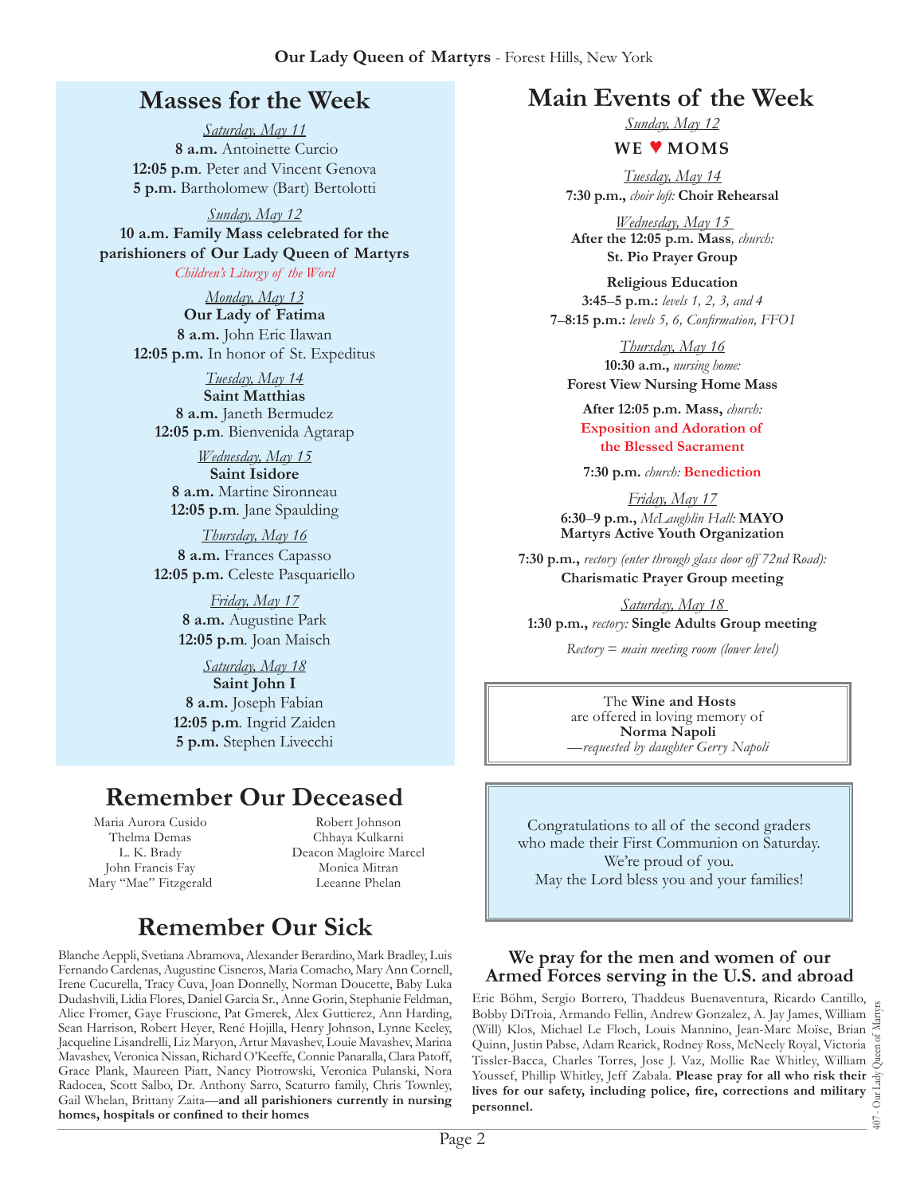# Masses for the Week

*Saturday, May 11*
**8 a.m.** Antoinette Curcio
**12:05 p.m**. Peter and Vincent Genova
**5 p.m.** Bartholomew (Bart) Bertolotti

*Sunday, May 12*
**10 a.m. Family Mass celebrated for the parishioners of Our Lady Queen of Martyrs**
*Children's Liturgy of the Word*

*Monday, May 13*
**Our Lady of Fatima**
**8 a.m.** John Eric Ilawan
**12:05 p.m.** In honor of St. Expeditus

*Tuesday, May 14*
**Saint Matthias**
**8 a.m.** Janeth Bermudez
**12:05 p.m**. Bienvenida Agtarap

*Wednesday, May 15*
**Saint Isidore**
**8 a.m.** Martine Sironneau
**12:05 p.m**. Jane Spaulding

*Thursday, May 16*
**8 a.m.** Frances Capasso
**12:05 p.m.** Celeste Pasquariello

*Friday, May 17*
**8 a.m.** Augustine Park
**12:05 p.m**. Joan Maisch

*Saturday, May 18*
**Saint John I**
**8 a.m.** Joseph Fabian
**12:05 p.m**. Ingrid Zaiden
**5 p.m.** Stephen Livecchi

# Main Events of the Week

*Sunday, May 12*
**WE ♥ MOMS**

*Tuesday, May 14*
**7:30 p.m.,** *choir loft:* **Choir Rehearsal**

*Wednesday, May 15*
**After the 12:05 p.m. Mass**, *church:* **St. Pio Prayer Group**

**Religious Education**
**3:45–5 p.m.:** *levels 1, 2, 3, and 4*
**7–8:15 p.m.:** *levels 5, 6, Confirmation, FFO1*

*Thursday, May 16*
**10:30 a.m.,** *nursing home:* **Forest View Nursing Home Mass**

**After 12:05 p.m. Mass,** *church:* **Exposition and Adoration of the Blessed Sacrament**

**7:30 p.m.** *church:* **Benediction**

*Friday, May 17*
**6:30–9 p.m.,** *McLaughlin Hall:* **MAYO Martyrs Active Youth Organization**

**7:30 p.m.,** *rectory (enter through glass door off 72nd Road):* **Charismatic Prayer Group meeting**

*Saturday, May 18*
**1:30 p.m.,** *rectory:* **Single Adults Group meeting**

*Rectory = main meeting room (lower level)*

The **Wine and Hosts** are offered in loving memory of **Norma Napoli**
*—requested by daughter Gerry Napoli*

Congratulations to all of the second graders who made their First Communion on Saturday. We're proud of you. May the Lord bless you and your families!

# Remember Our Deceased

Maria Aurora Cusido
Thelma Demas
L. K. Brady
John Francis Fay
Mary "Mae" Fitzgerald
Robert Johnson
Chhaya Kulkarni
Deacon Magloire Marcel
Monica Mitran
Leeanne Phelan

# Remember Our Sick

Blanche Aeppli, Svetiana Abramova, Alexander Berardino, Mark Bradley, Luis Fernando Cardenas, Augustine Cisneros, Maria Comacho, Mary Ann Cornell, Irene Cucurella, Tracy Cuva, Joan Donnelly, Norman Doucette, Baby Luka Dudashvili, Lidia Flores, Daniel Garcia Sr., Anne Gorin, Stephanie Feldman, Alice Fromer, Gaye Fruscione, Pat Gmerek, Alex Guttierez, Ann Harding, Sean Harrison, Robert Heyer, René Hojilla, Henry Johnson, Lynne Keeley, Jacqueline Lisandrelli, Liz Maryon, Artur Mavashev, Louie Mavashev, Marina Mavashev, Veronica Nissan, Richard O'Keeffe, Connie Panaralla, Clara Patoff, Grace Plank, Maureen Piatt, Nancy Piotrowski, Veronica Pulanski, Nora Radocea, Scott Salbo, Dr. Anthony Sarro, Scaturro family, Chris Townley, Gail Whelan, Brittany Zaita—**and all parishioners currently in nursing homes, hospitals or confined to their homes**

## We pray for the men and women of our Armed Forces serving in the U.S. and abroad

Eric Böhm, Sergio Borrero, Thaddeus Buenaventura, Ricardo Cantillo, Bobby DiTroia, Armando Fellin, Andrew Gonzalez, A. Jay James, William (Will) Klos, Michael Le Floch, Louis Mannino, Jean-Marc Moïse, Brian Quinn, Justin Pabse, Adam Rearick, Rodney Ross, McNeely Royal, Victoria Tissler-Bacca, Charles Torres, Jose J. Vaz, Mollie Rae Whitley, William Youssef, Phillip Whitley, Jeff Zabala. **Please pray for all who risk their lives for our safety, including police, fire, corrections and military personnel.**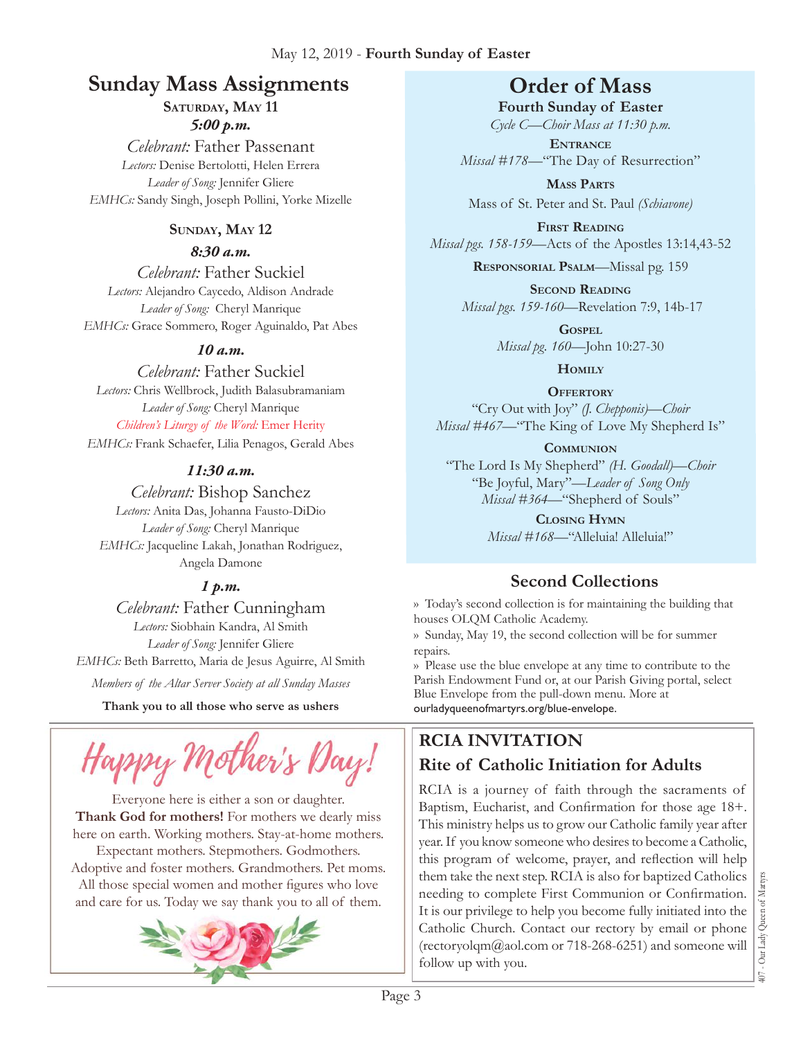# Sunday Mass Assignments

**Saturday, May 11**

***5:00 p.m.***

*Celebrant:* Father Passenant
*Lectors:* Denise Bertolotti, Helen Errera
*Leader of Song:* Jennifer Gliere
*EMHCs:* Sandy Singh, Joseph Pollini, Yorke Mizelle

**Sunday, May 12**

***8:30 a.m.***

*Celebrant:* Father Suckiel
*Lectors:* Alejandro Caycedo, Aldison Andrade
*Leader of Song:* Cheryl Manrique
*EMHCs:* Grace Sommero, Roger Aguinaldo, Pat Abes

***10 a.m.***

*Celebrant:* Father Suckiel
*Lectors:* Chris Wellbrock, Judith Balasubramaniam
*Leader of Song:* Cheryl Manrique
*Children's Liturgy of the Word:* Emer Herity
*EMHCs:* Frank Schaefer, Lilia Penagos, Gerald Abes

***11:30 a.m.***

*Celebrant:* Bishop Sanchez
*Lectors:* Anita Das, Johanna Fausto-DiDio
*Leader of Song:* Cheryl Manrique
*EMHCs:* Jacqueline Lakah, Jonathan Rodriguez, Angela Damone

***1 p.m.***

*Celebrant:* Father Cunningham
*Lectors:* Siobhain Kandra, Al Smith
*Leader of Song:* Jennifer Gliere
*EMHCs:* Beth Barretto, Maria de Jesus Aguirre, Al Smith

*Members of the Altar Server Society at all Sunday Masses*

**Thank you to all those who serve as ushers**

# Order of Mass

**Fourth Sunday of Easter**

*Cycle C—Choir Mass at 11:30 p.m.*

**Entrance**
*Missal #178*—"The Day of Resurrection"

**Mass Parts**
Mass of St. Peter and St. Paul *(Schiavone)*

**First Reading**
*Missal pgs. 158-159*—Acts of the Apostles 13:14,43-52

**Responsorial Psalm**—Missal pg. 159

**Second Reading**
*Missal pgs. 159-160*—Revelation 7:9, 14b-17

**Gospel**
*Missal pg. 160*—John 10:27-30

**Homily**

**Offertory**
"Cry Out with Joy" *(J. Chepponis)—Choir*
*Missal #467*—"The King of Love My Shepherd Is"

**Communion**
"The Lord Is My Shepherd" *(H. Goodall)—Choir*
"Be Joyful, Mary"*—Leader of Song Only*
*Missal #364*—"Shepherd of Souls"

**Closing Hymn**
*Missal #168*—"Alleluia! Alleluia!"

## Second Collections

» Today's second collection is for maintaining the building that houses OLQM Catholic Academy.

» Sunday, May 19, the second collection will be for summer repairs.

» Please use the blue envelope at any time to contribute to the Parish Endowment Fund or, at our Parish Giving portal, select Blue Envelope from the pull-down menu. More at ourladyqueenofmartyrs.org/blue-envelope.

## Happy Mother's Day!

Everyone here is either a son or daughter. **Thank God for mothers!** For mothers we dearly miss here on earth. Working mothers. Stay-at-home mothers. Expectant mothers. Stepmothers. Godmothers. Adoptive and foster mothers. Grandmothers. Pet moms. All those special women and mother figures who love and care for us. Today we say thank you to all of them.

## RCIA INVITATION

### Rite of Catholic Initiation for Adults

RCIA is a journey of faith through the sacraments of Baptism, Eucharist, and Confirmation for those age 18+. This ministry helps us to grow our Catholic family year after year. If you know someone who desires to become a Catholic, this program of welcome, prayer, and reflection will help them take the next step. RCIA is also for baptized Catholics needing to complete First Communion or Confirmation. It is our privilege to help you become fully initiated into the Catholic Church. Contact our rectory by email or phone (rectoryolqm@aol.com or 718-268-6251) and someone will follow up with you.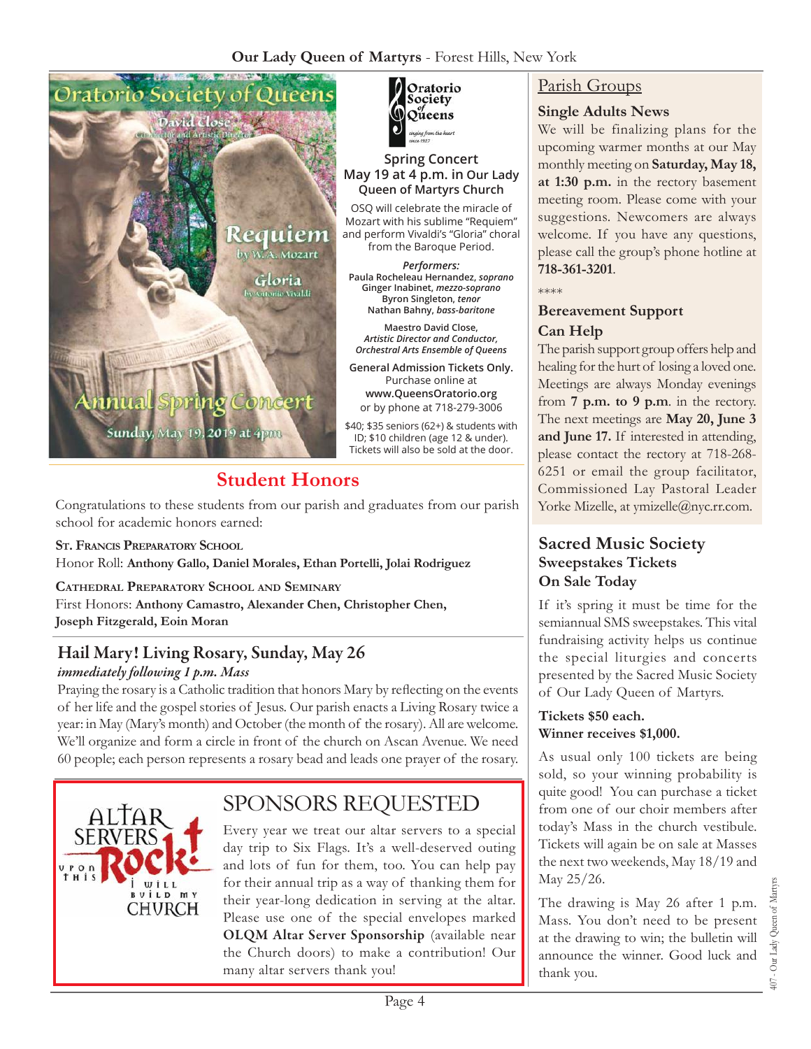## Oratorio Society of Queens

David Close, Conductor and Artistic Director

Requiem by W. A. Mozart

Gloria by Antonio Vivaldi

Annual Spring Concert

Sunday, May 19, 2019 at 4pm

Oratorio Society of Queens — singing from the heart since 1927

**Spring Concert**
**May 19 at 4 p.m. in Our Lady Queen of Martyrs Church**

OSQ will celebrate the miracle of Mozart with his sublime "Requiem" and perform Vivaldi's "Gloria" choral from the Baroque Period.

***Performers:***
**Paula Rocheleau Hernandez, *soprano***
**Ginger Inabinet, *mezzo-soprano***
**Byron Singleton, *tenor***
**Nathan Bahny, *bass-baritone***

**Maestro David Close,**
***Artistic Director and Conductor, Orchestral Arts Ensemble of Queens***

**General Admission Tickets Only.**
Purchase online at
**www.QueensOratorio.org**
or by phone at 718-279-3006

$40; $35 seniors (62+) & students with ID; $10 children (age 12 & under). Tickets will also be sold at the door.

## Student Honors

Congratulations to these students from our parish and graduates from our parish school for academic honors earned:

**St. Francis Preparatory School**
Honor Roll: **Anthony Gallo, Daniel Morales, Ethan Portelli, Jolai Rodriguez**

**Cathedral Preparatory School and Seminary**
First Honors: **Anthony Camastro, Alexander Chen, Christopher Chen, Joseph Fitzgerald, Eoin Moran**

## Hail Mary! Living Rosary, Sunday, May 26

***immediately following 1 p.m. Mass***

Praying the rosary is a Catholic tradition that honors Mary by reflecting on the events of her life and the gospel stories of Jesus. Our parish enacts a Living Rosary twice a year: in May (Mary's month) and October (the month of the rosary). All are welcome. We'll organize and form a circle in front of the church on Ascan Avenue. We need 60 people; each person represents a rosary bead and leads one prayer of the rosary.

Altar Servers Rock! Upon this I will build my church

## SPONSORS REQUESTED

Every year we treat our altar servers to a special day trip to Six Flags. It's a well-deserved outing and lots of fun for them, too. You can help pay for their annual trip as a way of thanking them for their year-long dedication in serving at the altar. Please use one of the special envelopes marked **OLQM Altar Server Sponsorship** (available near the Church doors) to make a contribution! Our many altar servers thank you!

## Parish Groups

### Single Adults News

We will be finalizing plans for the upcoming warmer months at our May monthly meeting on **Saturday, May 18, at 1:30 p.m.** in the rectory basement meeting room. Please come with your suggestions. Newcomers are always welcome. If you have any questions, please call the group's phone hotline at **718-361-3201**.

****

### Bereavement Support Can Help

The parish support group offers help and healing for the hurt of losing a loved one. Meetings are always Monday evenings from **7 p.m. to 9 p.m**. in the rectory. The next meetings are **May 20, June 3 and June 17.** If interested in attending, please contact the rectory at 718-268-6251 or email the group facilitator, Commissioned Lay Pastoral Leader Yorke Mizelle, at ymizelle@nyc.rr.com.

## Sacred Music Society Sweepstakes Tickets On Sale Today

If it's spring it must be time for the semiannual SMS sweepstakes. This vital fundraising activity helps us continue the special liturgies and concerts presented by the Sacred Music Society of Our Lady Queen of Martyrs.

**Tickets $50 each.**
**Winner receives $1,000.**

As usual only 100 tickets are being sold, so your winning probability is quite good! You can purchase a ticket from one of our choir members after today's Mass in the church vestibule. Tickets will again be on sale at Masses the next two weekends, May 18/19 and May 25/26.

The drawing is May 26 after 1 p.m. Mass. You don't need to be present at the drawing to win; the bulletin will announce the winner. Good luck and thank you.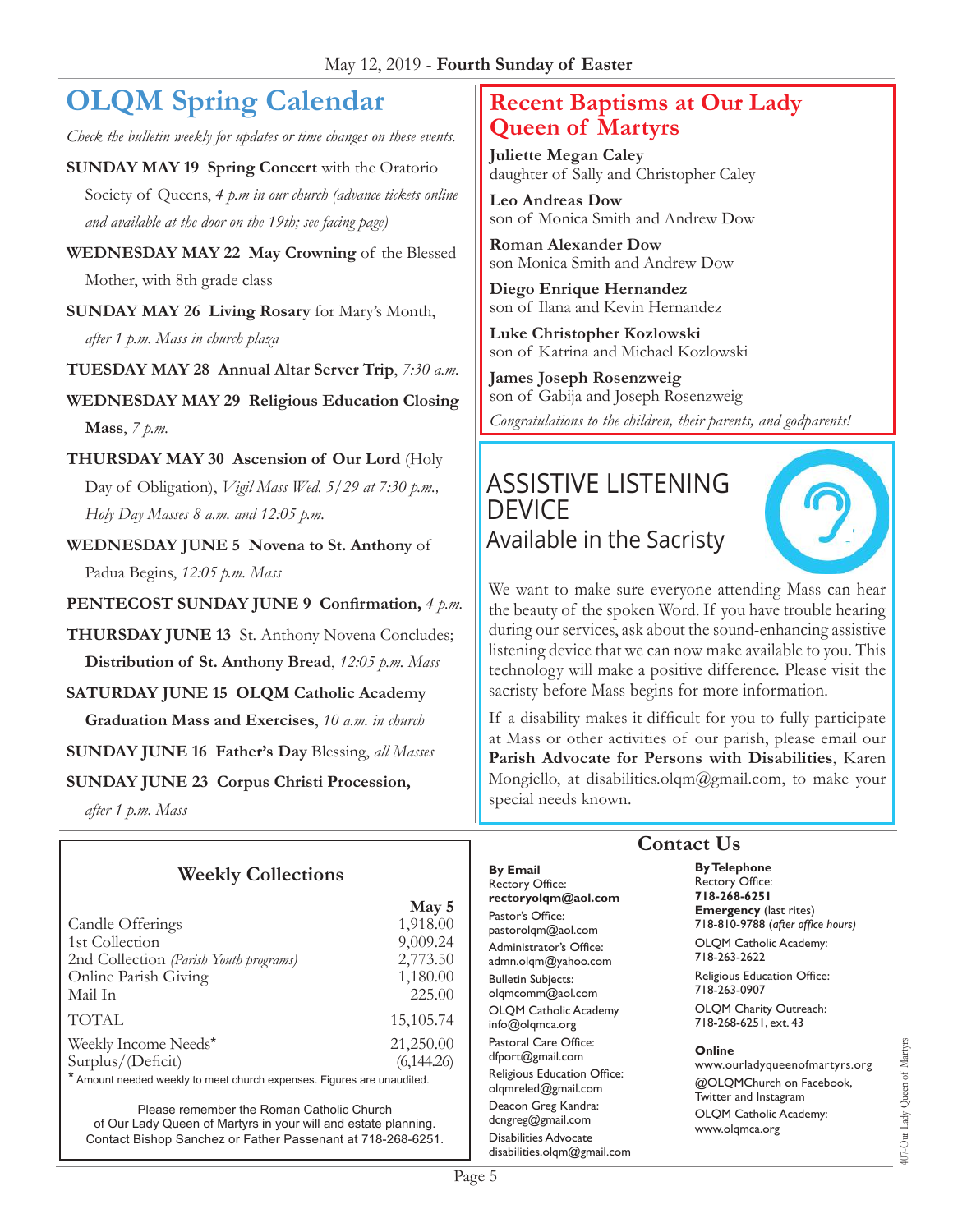# OLQM Spring Calendar

*Check the bulletin weekly for updates or time changes on these events.*

**SUNDAY MAY 19 Spring Concert** with the Oratorio Society of Queens, *4 p.m in our church (advance tickets online and available at the door on the 19th; see facing page)*

**WEDNESDAY MAY 22 May Crowning** of the Blessed Mother, with 8th grade class

**SUNDAY MAY 26 Living Rosary** for Mary's Month, *after 1 p.m. Mass in church plaza*

**TUESDAY MAY 28 Annual Altar Server Trip**, *7:30 a.m.*

**WEDNESDAY MAY 29 Religious Education Closing Mass**, *7 p.m.*

**THURSDAY MAY 30 Ascension of Our Lord** (Holy Day of Obligation), *Vigil Mass Wed. 5/29 at 7:30 p.m., Holy Day Masses 8 a.m. and 12:05 p.m.*

**WEDNESDAY JUNE 5 Novena to St. Anthony** of Padua Begins, *12:05 p.m. Mass*

**PENTECOST SUNDAY JUNE 9 Confirmation,** *4 p.m.*

**THURSDAY JUNE 13** St. Anthony Novena Concludes; **Distribution of St. Anthony Bread**, *12:05 p.m. Mass*

**SATURDAY JUNE 15 OLQM Catholic Academy Graduation Mass and Exercises**, *10 a.m. in church*

**SUNDAY JUNE 16 Father's Day** Blessing, *all Masses*

**SUNDAY JUNE 23 Corpus Christi Procession,** *after 1 p.m. Mass*

## Recent Baptisms at Our Lady Queen of Martyrs

**Juliette Megan Caley**
daughter of Sally and Christopher Caley

**Leo Andreas Dow**
son of Monica Smith and Andrew Dow

**Roman Alexander Dow**
son Monica Smith and Andrew Dow

**Diego Enrique Hernandez**
son of Ilana and Kevin Hernandez

**Luke Christopher Kozlowski**
son of Katrina and Michael Kozlowski

**James Joseph Rosenzweig**
son of Gabija and Joseph Rosenzweig

*Congratulations to the children, their parents, and godparents!*

## ASSISTIVE LISTENING DEVICE
### Available in the Sacristy

We want to make sure everyone attending Mass can hear the beauty of the spoken Word. If you have trouble hearing during our services, ask about the sound-enhancing assistive listening device that we can now make available to you. This technology will make a positive difference. Please visit the sacristy before Mass begins for more information.

If a disability makes it difficult for you to fully participate at Mass or other activities of our parish, please email our **Parish Advocate for Persons with Disabilities**, Karen Mongiello, at disabilities.olqm@gmail.com, to make your special needs known.

## Weekly Collections

| | May 5 |
|---|---|
| Candle Offerings | 1,918.00 |
| 1st Collection | 9,009.24 |
| 2nd Collection *(Parish Youth programs)* | 2,773.50 |
| Online Parish Giving | 1,180.00 |
| Mail In | 225.00 |
| TOTAL | 15,105.74 |
| Weekly Income Needs* | 21,250.00 |
| Surplus/(Deficit) | (6,144.26) |

* Amount needed weekly to meet church expenses. Figures are unaudited.

Please remember the Roman Catholic Church of Our Lady Queen of Martyrs in your will and estate planning. Contact Bishop Sanchez or Father Passenant at 718-268-6251.

## Contact Us

**By Email**
Rectory Office:
**rectoryolqm@aol.com**
Pastor's Office:
pastorolqm@aol.com
Administrator's Office:
admn.olqm@yahoo.com
Bulletin Subjects:
olqmcomm@aol.com
OLQM Catholic Academy
info@olqmca.org
Pastoral Care Office:
dfport@gmail.com
Religious Education Office:
olqmreled@gmail.com
Deacon Greg Kandra:
dcngreg@gmail.com
Disabilities Advocate
disabilities.olqm@gmail.com

**By Telephone**
Rectory Office:
**718-268-6251**
**Emergency** (last rites)
718-810-9788 *(after office hours)*
OLQM Catholic Academy:
718-263-2622
Religious Education Office:
718-263-0907
OLQM Charity Outreach:
718-268-6251, ext. 43

**Online**
www.ourladyqueenofmartyrs.org
@OLQMChurch on Facebook, Twitter and Instagram
OLQM Catholic Academy:
www.olqmca.org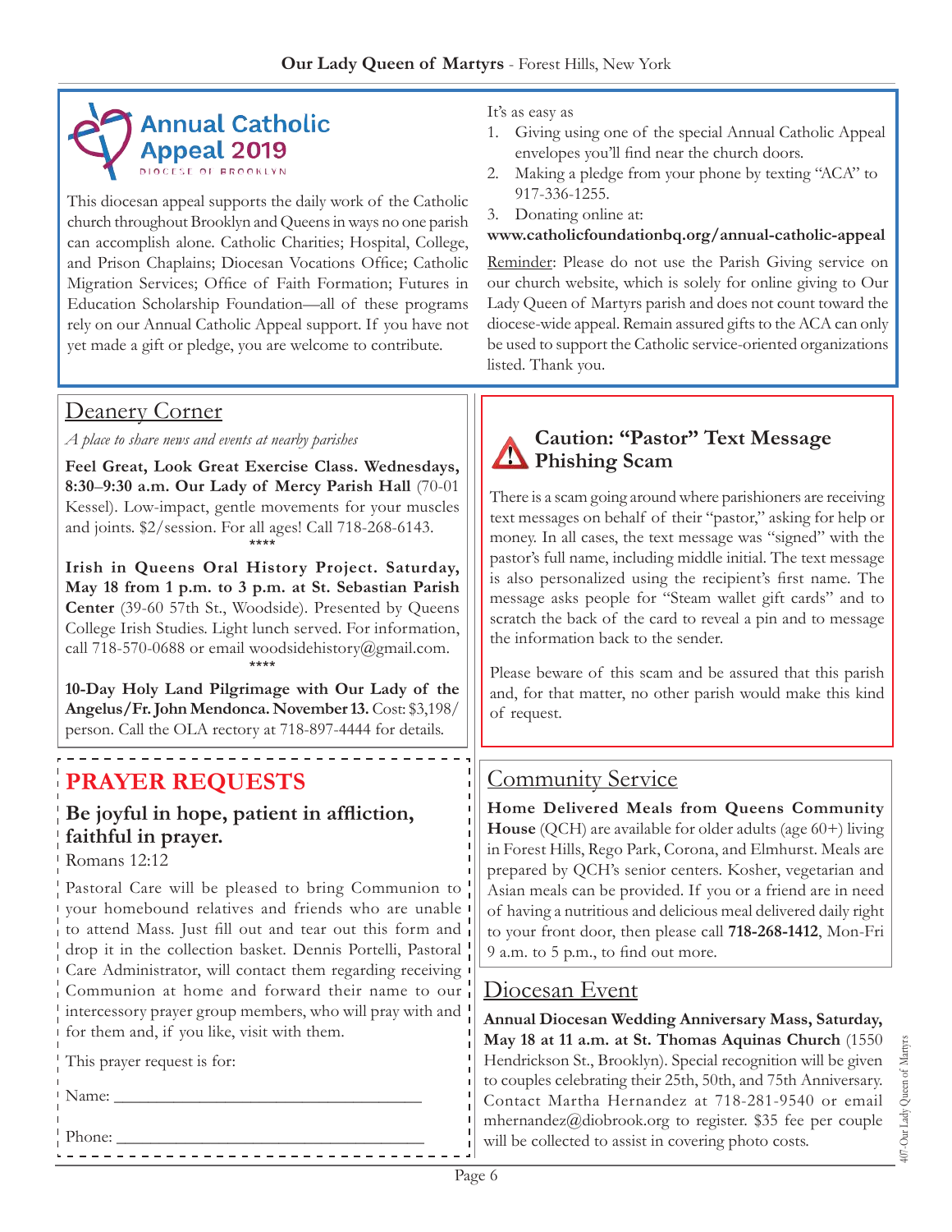## Annual Catholic Appeal 2019

DIOCESE OF BROOKLYN

This diocesan appeal supports the daily work of the Catholic church throughout Brooklyn and Queens in ways no one parish can accomplish alone. Catholic Charities; Hospital, College, and Prison Chaplains; Diocesan Vocations Office; Catholic Migration Services; Office of Faith Formation; Futures in Education Scholarship Foundation—all of these programs rely on our Annual Catholic Appeal support. If you have not yet made a gift or pledge, you are welcome to contribute.

It's as easy as

1. Giving using one of the special Annual Catholic Appeal envelopes you'll find near the church doors.
2. Making a pledge from your phone by texting "ACA" to 917-336-1255.
3. Donating online at:

**www.catholicfoundationbq.org/annual-catholic-appeal**

Reminder: Please do not use the Parish Giving service on our church website, which is solely for online giving to Our Lady Queen of Martyrs parish and does not count toward the diocese-wide appeal. Remain assured gifts to the ACA can only be used to support the Catholic service-oriented organizations listed. Thank you.

## Deanery Corner

*A place to share news and events at nearby parishes*

**Feel Great, Look Great Exercise Class. Wednesdays, 8:30–9:30 a.m. Our Lady of Mercy Parish Hall** (70-01 Kessel). Low-impact, gentle movements for your muscles and joints. $2/session. For all ages! Call 718-268-6143.

****

**Irish in Queens Oral History Project. Saturday, May 18 from 1 p.m. to 3 p.m. at St. Sebastian Parish Center** (39-60 57th St., Woodside). Presented by Queens College Irish Studies. Light lunch served. For information, call 718-570-0688 or email woodsidehistory@gmail.com.

****

**10-Day Holy Land Pilgrimage with Our Lady of the Angelus/Fr. John Mendonca. November 13.** Cost: $3,198/ person. Call the OLA rectory at 718-897-4444 for details.

## Caution: "Pastor" Text Message Phishing Scam

There is a scam going around where parishioners are receiving text messages on behalf of their "pastor," asking for help or money. In all cases, the text message was "signed" with the pastor's full name, including middle initial. The text message is also personalized using the recipient's first name. The message asks people for "Steam wallet gift cards" and to scratch the back of the card to reveal a pin and to message the information back to the sender.

Please beware of this scam and be assured that this parish and, for that matter, no other parish would make this kind of request.

## PRAYER REQUESTS

### Be joyful in hope, patient in affliction, faithful in prayer.

Romans 12:12

Pastoral Care will be pleased to bring Communion to your homebound relatives and friends who are unable to attend Mass. Just fill out and tear out this form and drop it in the collection basket. Dennis Portelli, Pastoral Care Administrator, will contact them regarding receiving Communion at home and forward their name to our intercessory prayer group members, who will pray with and for them and, if you like, visit with them.

This prayer request is for:

Name: ___________________________________

Phone: ___________________________________

## Community Service

**Home Delivered Meals from Queens Community House** (QCH) are available for older adults (age 60+) living in Forest Hills, Rego Park, Corona, and Elmhurst. Meals are prepared by QCH's senior centers. Kosher, vegetarian and Asian meals can be provided. If you or a friend are in need of having a nutritious and delicious meal delivered daily right to your front door, then please call **718-268-1412**, Mon-Fri 9 a.m. to 5 p.m., to find out more.

## Diocesan Event

**Annual Diocesan Wedding Anniversary Mass, Saturday, May 18 at 11 a.m. at St. Thomas Aquinas Church** (1550 Hendrickson St., Brooklyn). Special recognition will be given to couples celebrating their 25th, 50th, and 75th Anniversary. Contact Martha Hernandez at 718-281-9540 or email mhernandez@diobrook.org to register. $35 fee per couple will be collected to assist in covering photo costs.